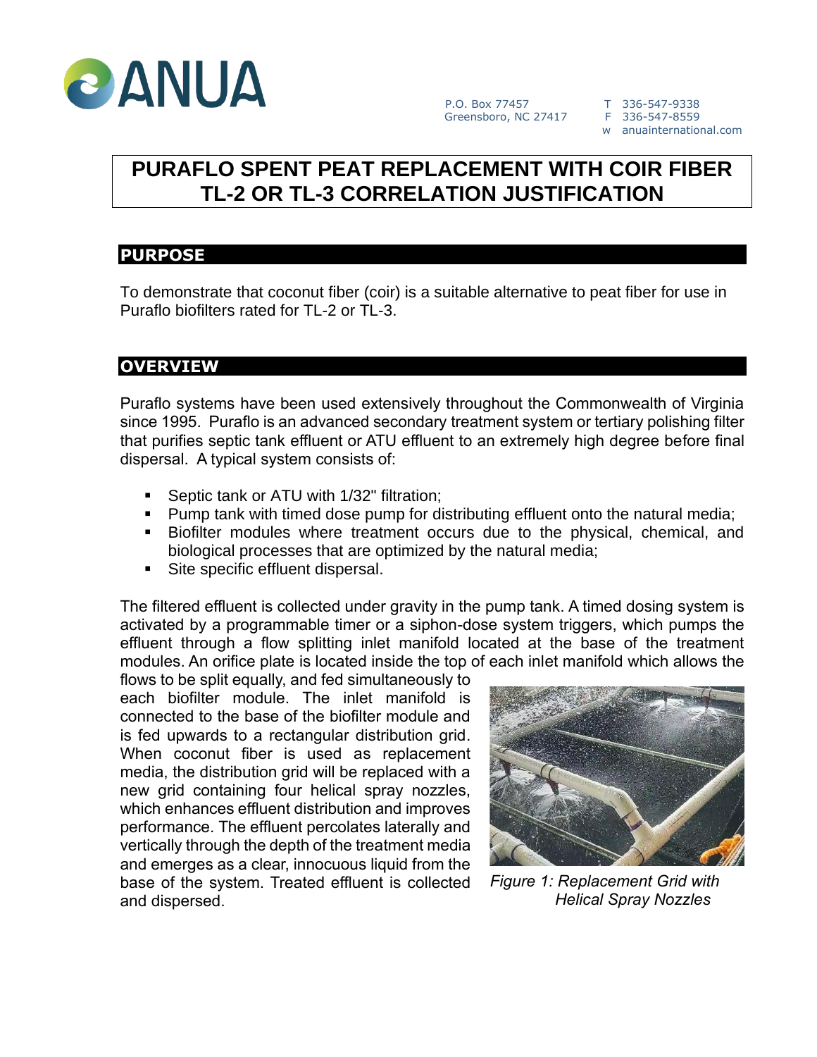P.O. Box 77457
Greensboro, NC 27417

T 336-547-9338
F 336-547-8559
w anuainternational.com

# PURAFLO SPENT PEAT REPLACEMENT WITH COIR FIBER TL-2 OR TL-3 CORRELATION JUSTIFICATION

## PURPOSE

To demonstrate that coconut fiber (coir) is a suitable alternative to peat fiber for use in Puraflo biofilters rated for TL-2 or TL-3.

## OVERVIEW

Puraflo systems have been used extensively throughout the Commonwealth of Virginia since 1995. Puraflo is an advanced secondary treatment system or tertiary polishing filter that purifies septic tank effluent or ATU effluent to an extremely high degree before final dispersal. A typical system consists of:

- Septic tank or ATU with 1/32" filtration;
- Pump tank with timed dose pump for distributing effluent onto the natural media;
- Biofilter modules where treatment occurs due to the physical, chemical, and biological processes that are optimized by the natural media;
- Site specific effluent dispersal.

The filtered effluent is collected under gravity in the pump tank. A timed dosing system is activated by a programmable timer or a siphon-dose system triggers, which pumps the effluent through a flow splitting inlet manifold located at the base of the treatment modules. An orifice plate is located inside the top of each inlet manifold which allows the flows to be split equally, and fed simultaneously to each biofilter module. The inlet manifold is connected to the base of the biofilter module and is fed upwards to a rectangular distribution grid. When coconut fiber is used as replacement media, the distribution grid will be replaced with a new grid containing four helical spray nozzles, which enhances effluent distribution and improves performance. The effluent percolates laterally and vertically through the depth of the treatment media and emerges as a clear, innocuous liquid from the base of the system. Treated effluent is collected and dispersed.

*Figure 1: Replacement Grid with Helical Spray Nozzles*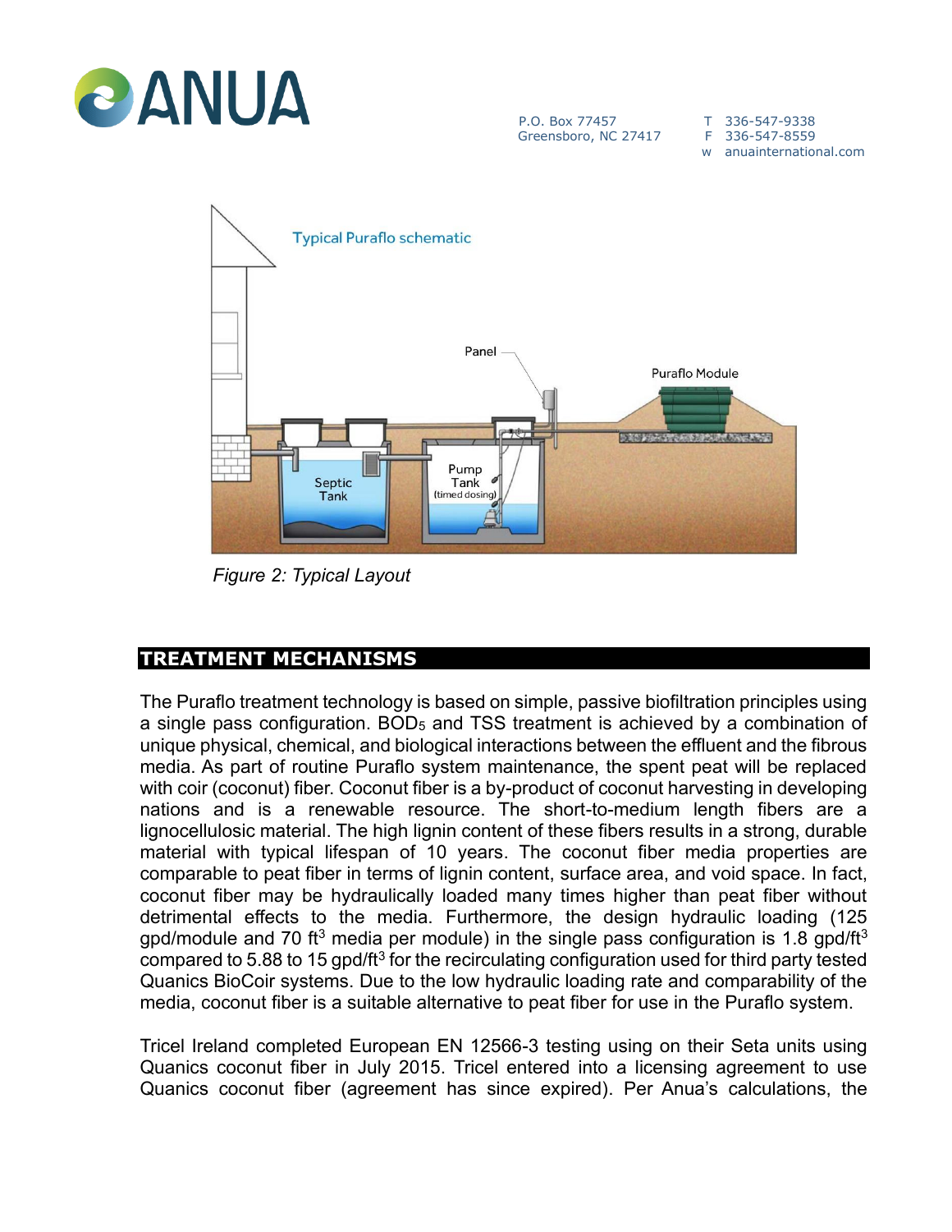Figure 2: Typical Layout

## TREATMENT MECHANISMS

The Puraflo treatment technology is based on simple, passive biofiltration principles using a single pass configuration. $BOD_5$ and TSS treatment is achieved by a combination of unique physical, chemical, and biological interactions between the effluent and the fibrous media. As part of routine Puraflo system maintenance, the spent peat will be replaced with coir (coconut) fiber. Coconut fiber is a by-product of coconut harvesting in developing nations and is a renewable resource. The short-to-medium length fibers are a lignocellulosic material. The high lignin content of these fibers results in a strong, durable material with typical lifespan of 10 years. The coconut fiber media properties are comparable to peat fiber in terms of lignin content, surface area, and void space. In fact, coconut fiber may be hydraulically loaded many times higher than peat fiber without detrimental effects to the media. Furthermore, the design hydraulic loading (125 gpd/module and 70 $ft^3$ media per module) in the single pass configuration is 1.8 gpd/$ft^3$ compared to 5.88 to 15 gpd/$ft^3$ for the recirculating configuration used for third party tested Quanics BioCoir systems. Due to the low hydraulic loading rate and comparability of the media, coconut fiber is a suitable alternative to peat fiber for use in the Puraflo system.

Tricel Ireland completed European EN 12566-3 testing using on their Seta units using Quanics coconut fiber in July 2015. Tricel entered into a licensing agreement to use Quanics coconut fiber (agreement has since expired). Per Anua's calculations, the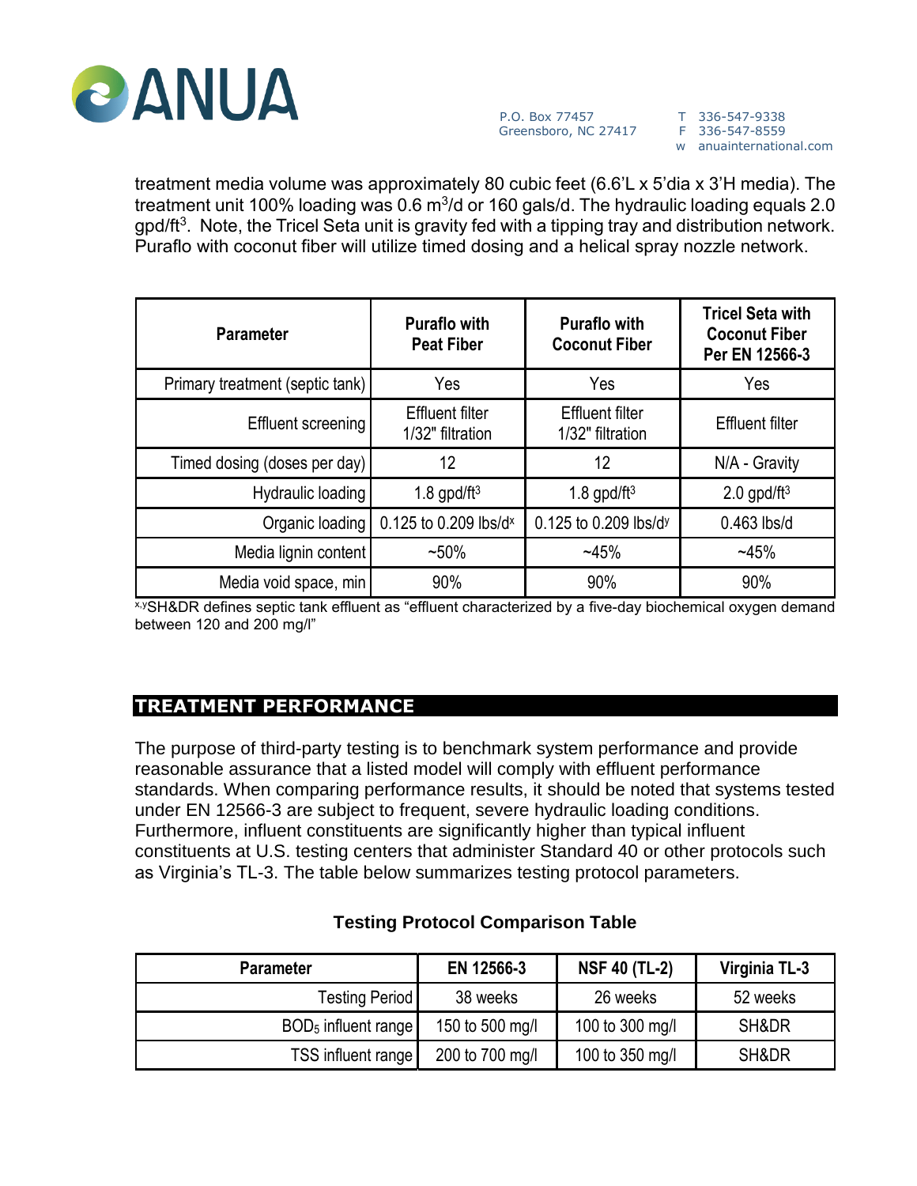treatment media volume was approximately 80 cubic feet (6.6'L x 5'dia x 3'H media). The treatment unit 100% loading was 0.6 $m^3$/d or 160 gals/d. The hydraulic loading equals 2.0 gpd/$ft^3$. Note, the Tricel Seta unit is gravity fed with a tipping tray and distribution network. Puraflo with coconut fiber will utilize timed dosing and a helical spray nozzle network.

| Parameter | Puraflo with Peat Fiber | Puraflo with Coconut Fiber | Tricel Seta with Coconut Fiber Per EN 12566-3 |
|---|---|---|---|
| Primary treatment (septic tank) | Yes | Yes | Yes |
| Effluent screening | Effluent filter 1/32" filtration | Effluent filter 1/32" filtration | Effluent filter |
| Timed dosing (doses per day) | 12 | 12 | N/A - Gravity |
| Hydraulic loading | 1.8 gpd/$ft^3$ | 1.8 gpd/$ft^3$ | 2.0 gpd/$ft^3$ |
| Organic loading | 0.125 to 0.209 lbs/d[x] | 0.125 to 0.209 lbs/d[y] | 0.463 lbs/d |
| Media lignin content | ~50% | ~45% | ~45% |
| Media void space, min | 90% | 90% | 90% |

[x,y]SH&DR defines septic tank effluent as "effluent characterized by a five-day biochemical oxygen demand between 120 and 200 mg/l"

## TREATMENT PERFORMANCE

The purpose of third-party testing is to benchmark system performance and provide reasonable assurance that a listed model will comply with effluent performance standards. When comparing performance results, it should be noted that systems tested under EN 12566-3 are subject to frequent, severe hydraulic loading conditions. Furthermore, influent constituents are significantly higher than typical influent constituents at U.S. testing centers that administer Standard 40 or other protocols such as Virginia's TL-3. The table below summarizes testing protocol parameters.

**Testing Protocol Comparison Table**

| Parameter | EN 12566-3 | NSF 40 (TL-2) | Virginia TL-3 |
|---|---|---|---|
| Testing Period | 38 weeks | 26 weeks | 52 weeks |
| $BOD_5$ influent range | 150 to 500 mg/l | 100 to 300 mg/l | SH&DR |
| TSS influent range | 200 to 700 mg/l | 100 to 350 mg/l | SH&DR |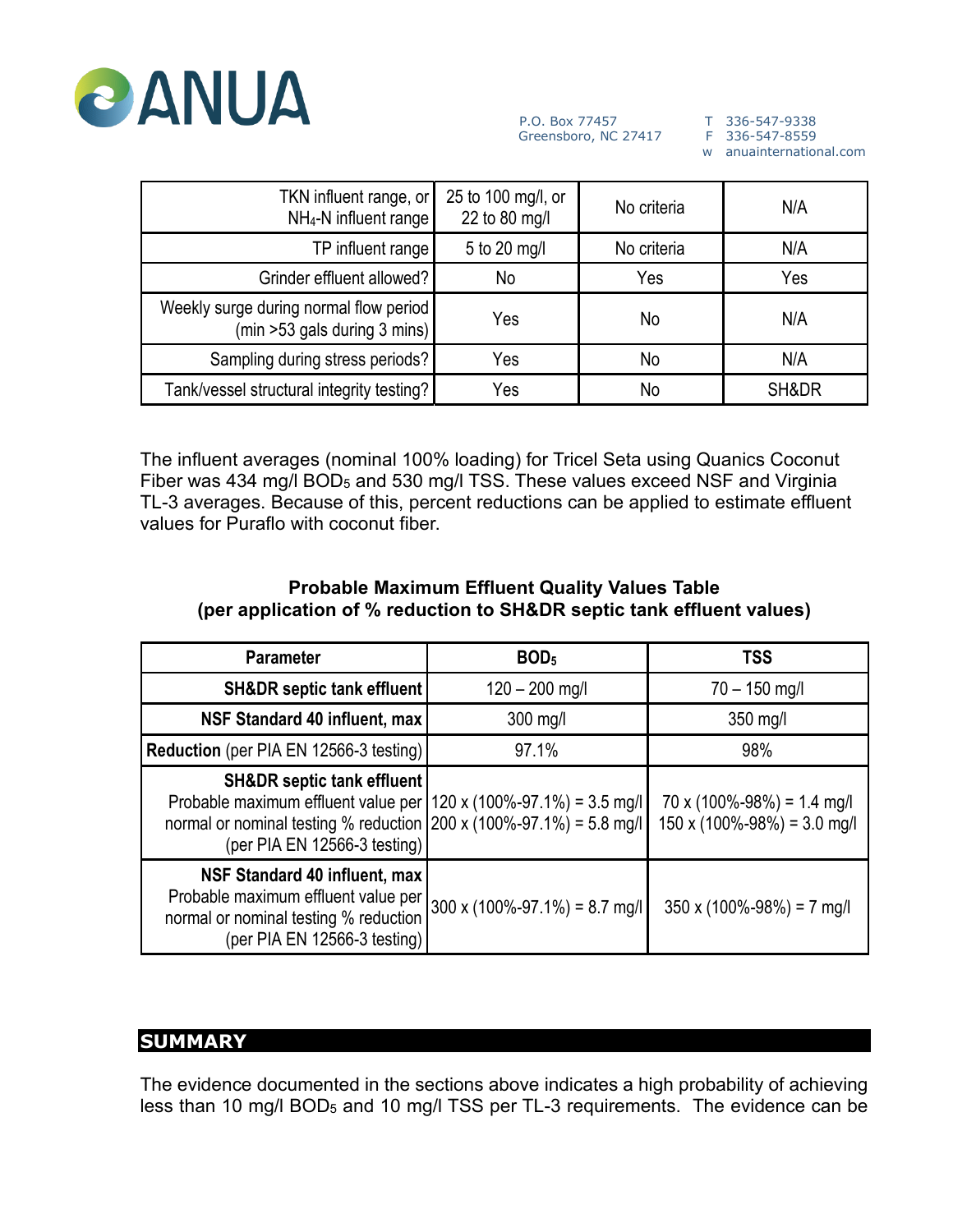| TKN influent range, or $NH_4$-N influent range | 25 to 100 mg/l, or 22 to 80 mg/l | No criteria | N/A |
|---|---|---|---|
| TP influent range | 5 to 20 mg/l | No criteria | N/A |
| Grinder effluent allowed? | No | Yes | Yes |
| Weekly surge during normal flow period (min >53 gals during 3 mins) | Yes | No | N/A |
| Sampling during stress periods? | Yes | No | N/A |
| Tank/vessel structural integrity testing? | Yes | No | SH&DR |

The influent averages (nominal 100% loading) for Tricel Seta using Quanics Coconut Fiber was 434 mg/l $BOD_5$ and 530 mg/l TSS. These values exceed NSF and Virginia TL-3 averages. Because of this, percent reductions can be applied to estimate effluent values for Puraflo with coconut fiber.

**Probable Maximum Effluent Quality Values Table**
**(per application of % reduction to SH&DR septic tank effluent values)**

| Parameter | $BOD_5$ | TSS |
|---|---|---|
| **SH&DR septic tank effluent** | 120 – 200 mg/l | 70 – 150 mg/l |
| **NSF Standard 40 influent, max** | 300 mg/l | 350 mg/l |
| **Reduction** (per PIA EN 12566-3 testing) | 97.1% | 98% |
| **SH&DR septic tank effluent** Probable maximum effluent value per normal or nominal testing % reduction (per PIA EN 12566-3 testing) | 120 x (100%-97.1%) = 3.5 mg/l<br>200 x (100%-97.1%) = 5.8 mg/l | 70 x (100%-98%) = 1.4 mg/l<br>150 x (100%-98%) = 3.0 mg/l |
| **NSF Standard 40 influent, max** Probable maximum effluent value per normal or nominal testing % reduction (per PIA EN 12566-3 testing) | 300 x (100%-97.1%) = 8.7 mg/l | 350 x (100%-98%) = 7 mg/l |

## SUMMARY

The evidence documented in the sections above indicates a high probability of achieving less than 10 mg/l $BOD_5$ and 10 mg/l TSS per TL-3 requirements. The evidence can be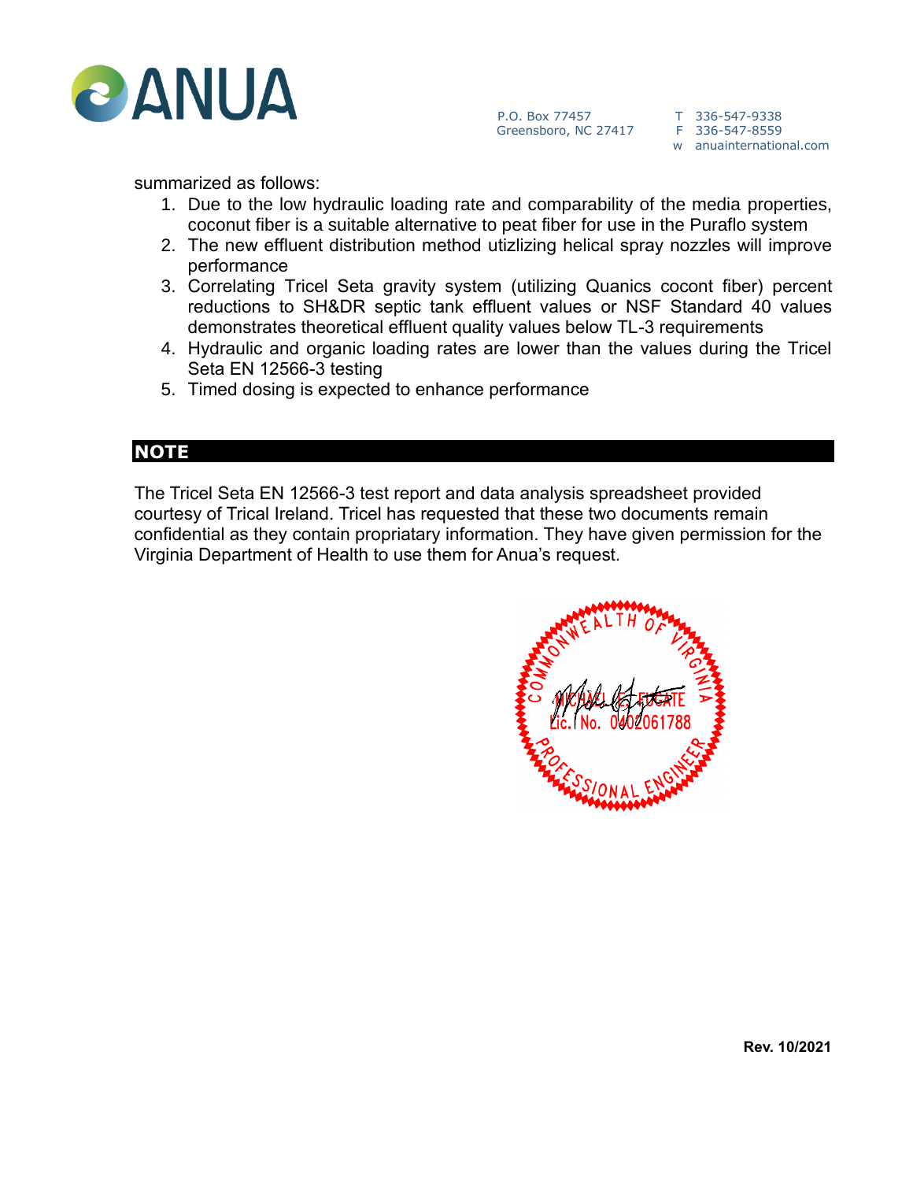summarized as follows:

1. Due to the low hydraulic loading rate and comparability of the media properties, coconut fiber is a suitable alternative to peat fiber for use in the Puraflo system
2. The new effluent distribution method utizlizing helical spray nozzles will improve performance
3. Correlating Tricel Seta gravity system (utilizing Quanics cocont fiber) percent reductions to SH&DR septic tank effluent values or NSF Standard 40 values demonstrates theoretical effluent quality values below TL-3 requirements
4. Hydraulic and organic loading rates are lower than the values during the Tricel Seta EN 12566-3 testing
5. Timed dosing is expected to enhance performance

## NOTE

The Tricel Seta EN 12566-3 test report and data analysis spreadsheet provided courtesy of Trical Ireland. Tricel has requested that these two documents remain confidential as they contain propriatary information. They have given permission for the Virginia Department of Health to use them for Anua's request.

COMMONWEALTH OF VIRGINIA
MICHAEL E. FIGATE
Lic. No. 0402061788
PROFESSIONAL ENGINEER

**Rev. 10/2021**